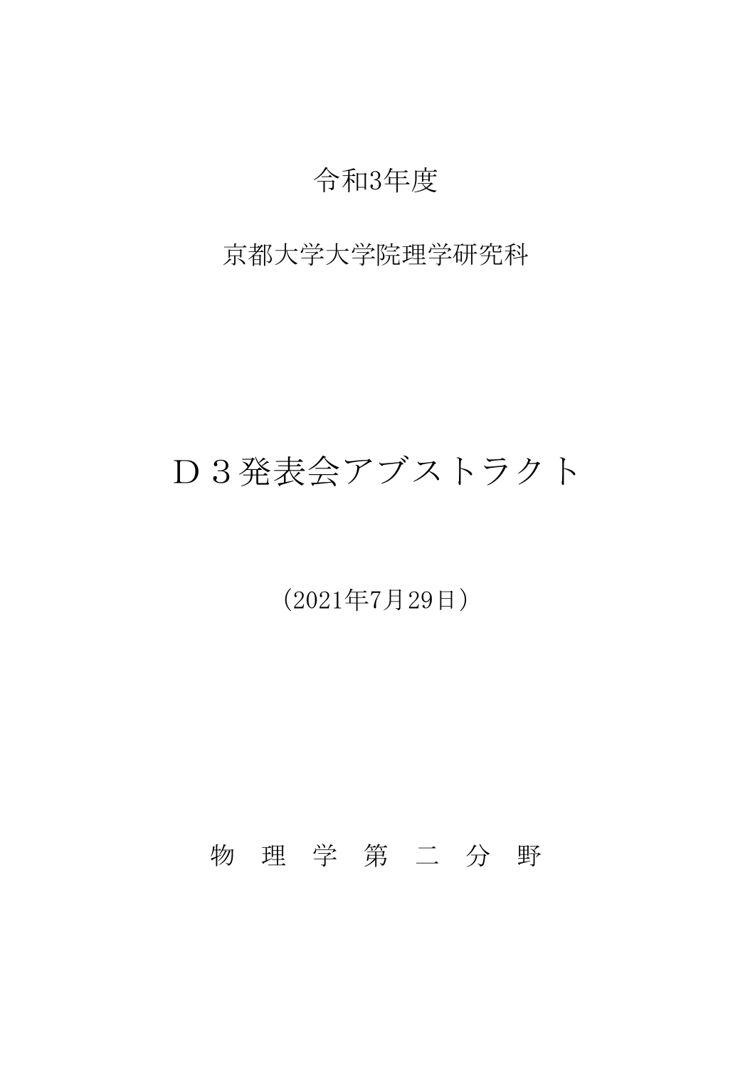令和3年度

京都大学大学院理学研究科

# Ｄ３発表会アブストラクト

（2021年7月29日）

物　理　学　第　二　分　野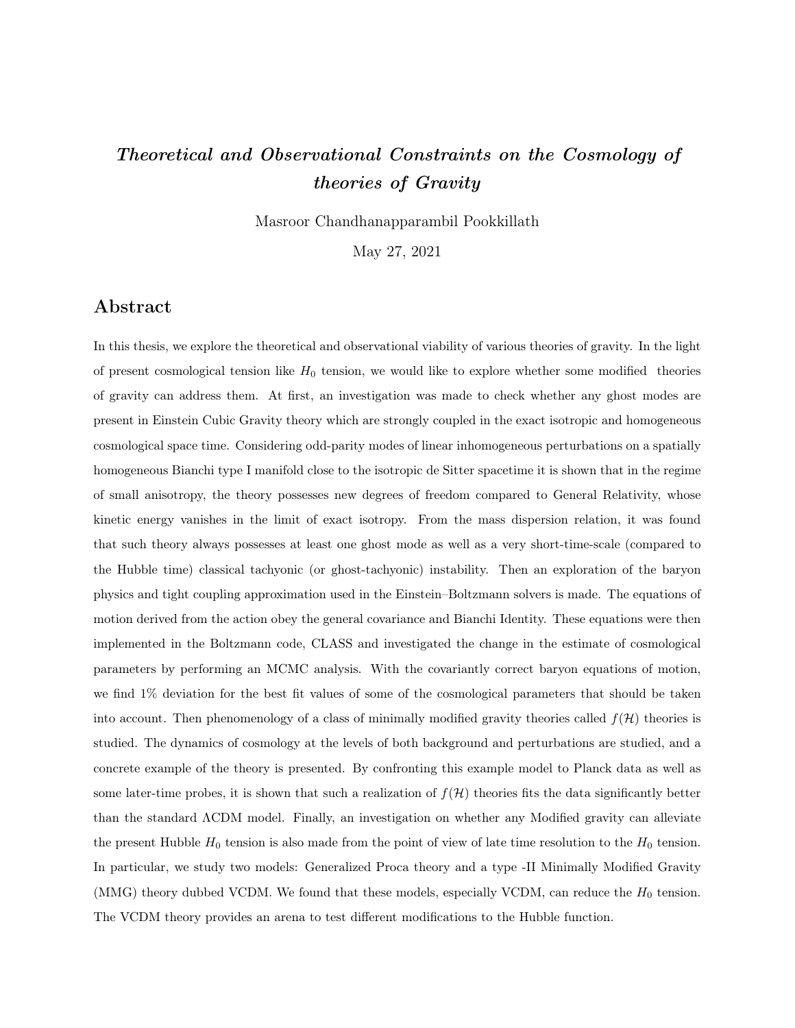# *Theoretical and Observational Constraints on the Cosmology of theories of Gravity*

Masroor Chandhanapparambil Pookkillath

May 27, 2021

## Abstract

In this thesis, we explore the theoretical and observational viability of various theories of gravity. In the light of present cosmological tension like $H_0$ tension, we would like to explore whether some modified theories of gravity can address them. At first, an investigation was made to check whether any ghost modes are present in Einstein Cubic Gravity theory which are strongly coupled in the exact isotropic and homogeneous cosmological space time. Considering odd-parity modes of linear inhomogeneous perturbations on a spatially homogeneous Bianchi type I manifold close to the isotropic de Sitter spacetime it is shown that in the regime of small anisotropy, the theory possesses new degrees of freedom compared to General Relativity, whose kinetic energy vanishes in the limit of exact isotropy. From the mass dispersion relation, it was found that such theory always possesses at least one ghost mode as well as a very short-time-scale (compared to the Hubble time) classical tachyonic (or ghost-tachyonic) instability. Then an exploration of the baryon physics and tight coupling approximation used in the Einstein–Boltzmann solvers is made. The equations of motion derived from the action obey the general covariance and Bianchi Identity. These equations were then implemented in the Boltzmann code, CLASS and investigated the change in the estimate of cosmological parameters by performing an MCMC analysis. With the covariantly correct baryon equations of motion, we find 1% deviation for the best fit values of some of the cosmological parameters that should be taken into account. Then phenomenology of a class of minimally modified gravity theories called $f(\mathcal{H})$ theories is studied. The dynamics of cosmology at the levels of both background and perturbations are studied, and a concrete example of the theory is presented. By confronting this example model to Planck data as well as some later-time probes, it is shown that such a realization of $f(\mathcal{H})$ theories fits the data significantly better than the standard ΛCDM model. Finally, an investigation on whether any Modified gravity can alleviate the present Hubble $H_0$ tension is also made from the point of view of late time resolution to the $H_0$ tension. In particular, we study two models: Generalized Proca theory and a type -II Minimally Modified Gravity (MMG) theory dubbed VCDM. We found that these models, especially VCDM, can reduce the $H_0$ tension. The VCDM theory provides an arena to test different modifications to the Hubble function.